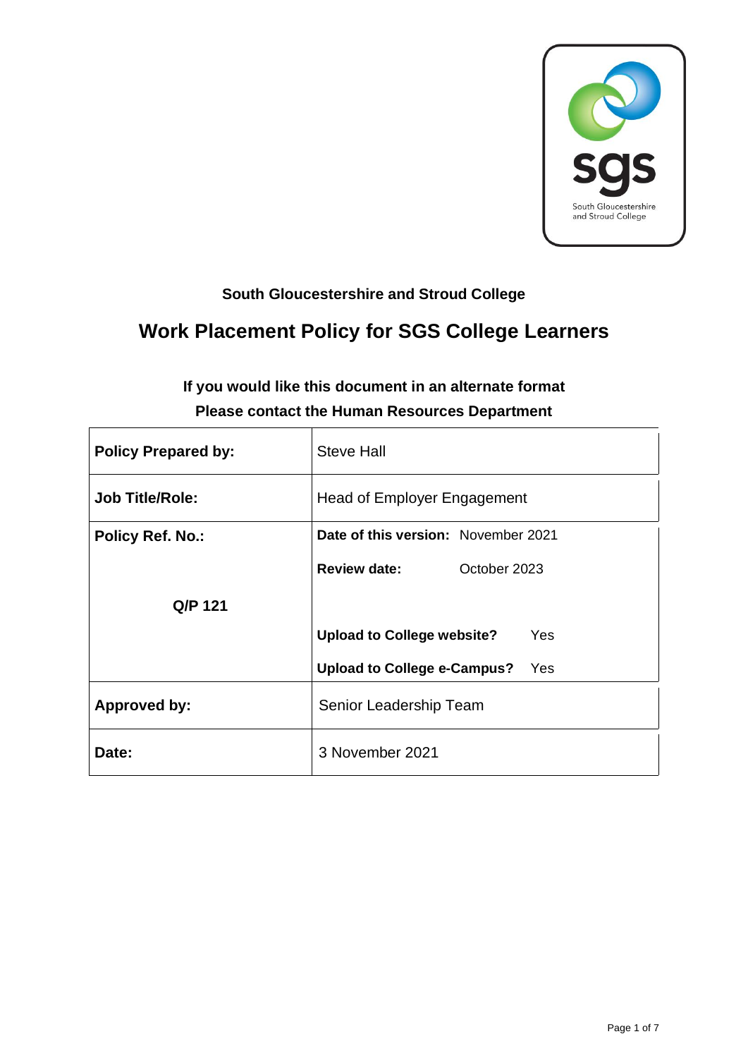**South Gloucestershire and Stroud College**

# Work Placement Policy for SGS College Learners

**If you would like this document in an alternate format**
**Please contact the Human Resources Department**

| | |
|---|---|
| **Policy Prepared by:** | Steve Hall |
| **Job Title/Role:** | Head of Employer Engagement |
| **Policy Ref. No.:** <br><br> **Q/P 121** | **Date of this version:** November 2021 <br> **Review date:** October 2023 <br><br> **Upload to College website?** Yes <br> **Upload to College e-Campus?** Yes |
| **Approved by:** | Senior Leadership Team |
| **Date:** | 3 November 2021 |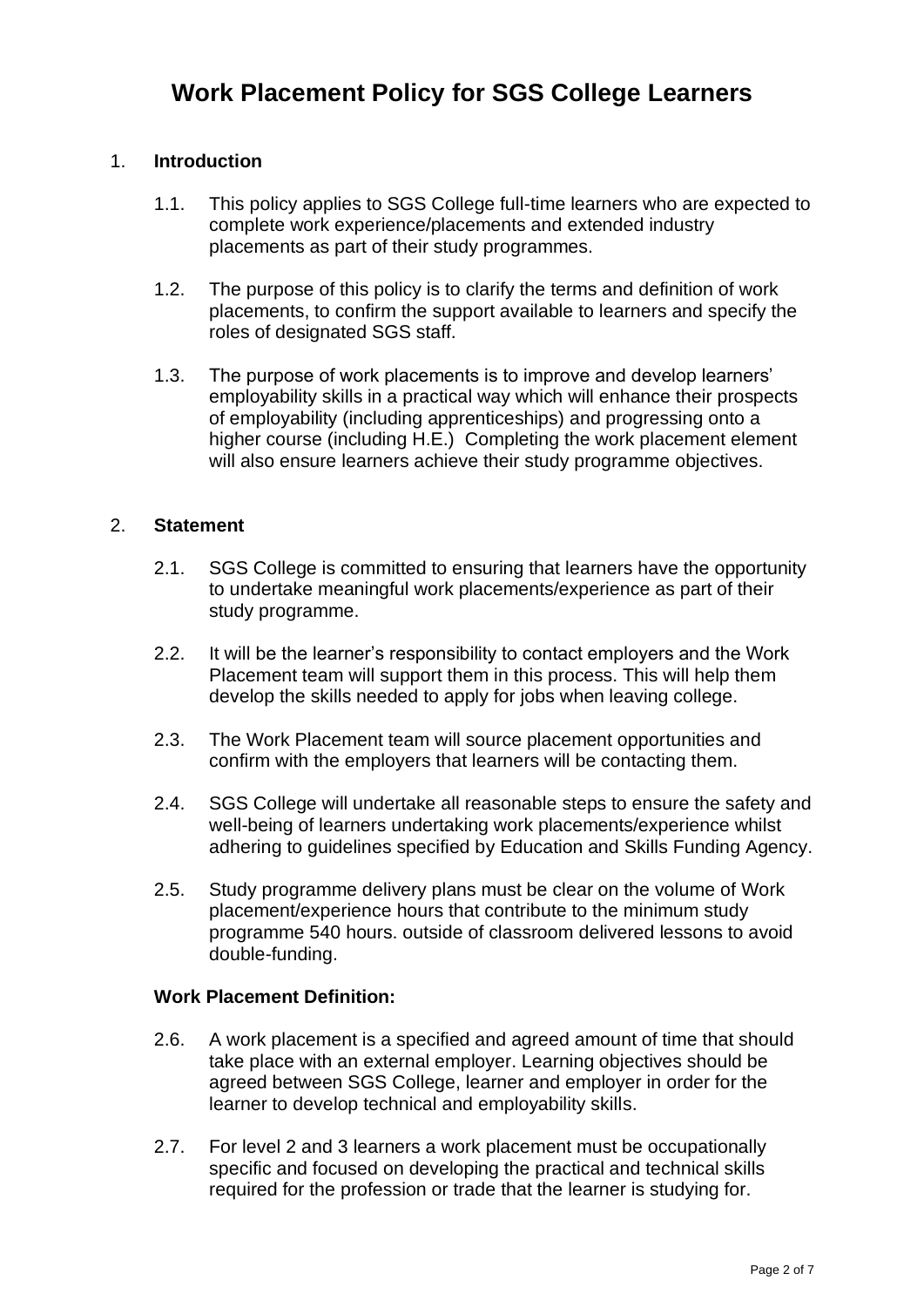# Work Placement Policy for SGS College Learners

1. **Introduction**

    1.1. This policy applies to SGS College full-time learners who are expected to complete work experience/placements and extended industry placements as part of their study programmes.

    1.2. The purpose of this policy is to clarify the terms and definition of work placements, to confirm the support available to learners and specify the roles of designated SGS staff.

    1.3. The purpose of work placements is to improve and develop learners' employability skills in a practical way which will enhance their prospects of employability (including apprenticeships) and progressing onto a higher course (including H.E.) Completing the work placement element will also ensure learners achieve their study programme objectives.

2. **Statement**

    2.1. SGS College is committed to ensuring that learners have the opportunity to undertake meaningful work placements/experience as part of their study programme.

    2.2. It will be the learner's responsibility to contact employers and the Work Placement team will support them in this process. This will help them develop the skills needed to apply for jobs when leaving college.

    2.3. The Work Placement team will source placement opportunities and confirm with the employers that learners will be contacting them.

    2.4. SGS College will undertake all reasonable steps to ensure the safety and well-being of learners undertaking work placements/experience whilst adhering to guidelines specified by Education and Skills Funding Agency.

    2.5. Study programme delivery plans must be clear on the volume of Work placement/experience hours that contribute to the minimum study programme 540 hours. outside of classroom delivered lessons to avoid double-funding.

    **Work Placement Definition:**

    2.6. A work placement is a specified and agreed amount of time that should take place with an external employer. Learning objectives should be agreed between SGS College, learner and employer in order for the learner to develop technical and employability skills.

    2.7. For level 2 and 3 learners a work placement must be occupationally specific and focused on developing the practical and technical skills required for the profession or trade that the learner is studying for.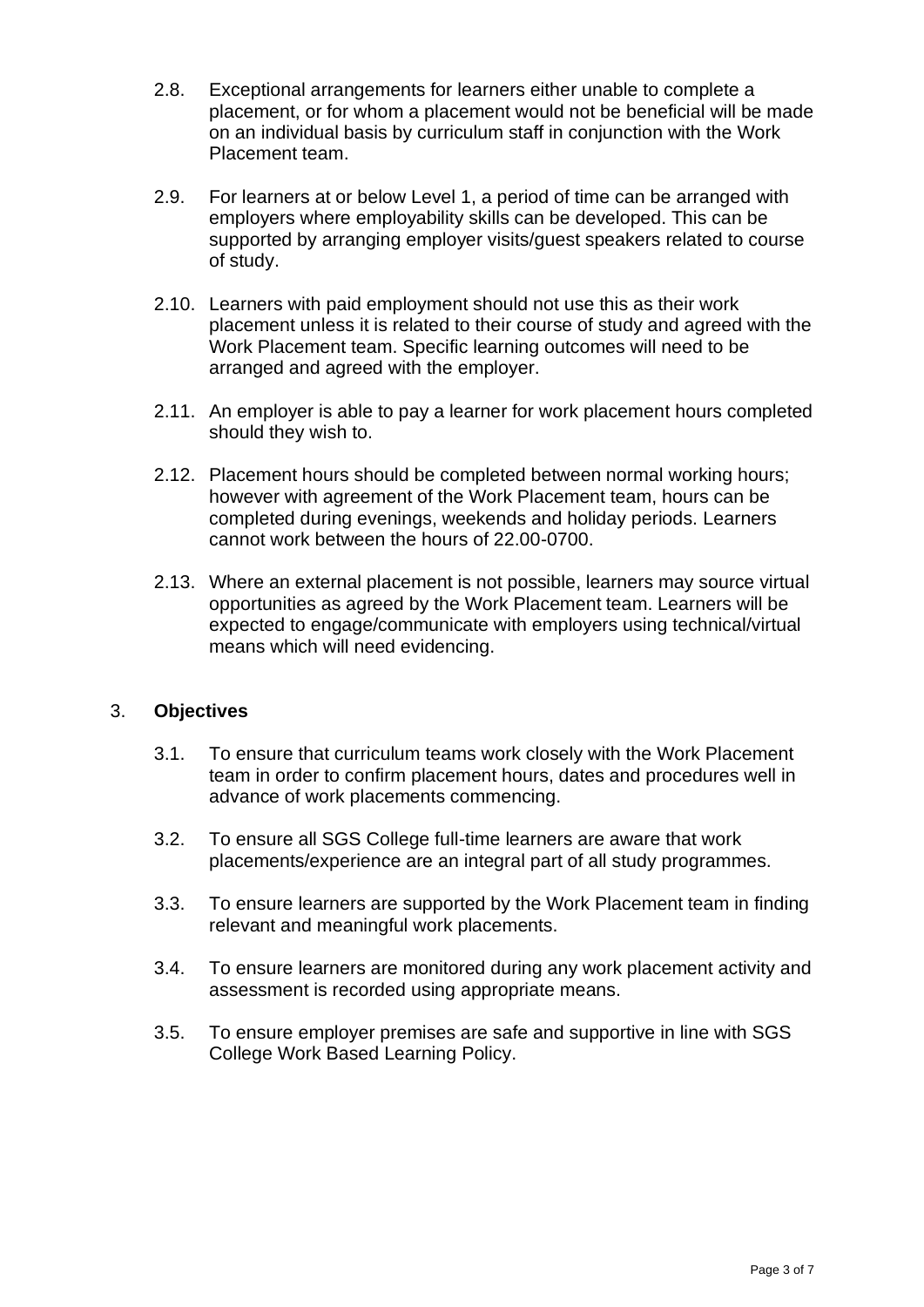2.8. Exceptional arrangements for learners either unable to complete a placement, or for whom a placement would not be beneficial will be made on an individual basis by curriculum staff in conjunction with the Work Placement team.

2.9. For learners at or below Level 1, a period of time can be arranged with employers where employability skills can be developed. This can be supported by arranging employer visits/guest speakers related to course of study.

2.10. Learners with paid employment should not use this as their work placement unless it is related to their course of study and agreed with the Work Placement team. Specific learning outcomes will need to be arranged and agreed with the employer.

2.11. An employer is able to pay a learner for work placement hours completed should they wish to.

2.12. Placement hours should be completed between normal working hours; however with agreement of the Work Placement team, hours can be completed during evenings, weekends and holiday periods. Learners cannot work between the hours of 22.00-0700.

2.13. Where an external placement is not possible, learners may source virtual opportunities as agreed by the Work Placement team. Learners will be expected to engage/communicate with employers using technical/virtual means which will need evidencing.

## 3. **Objectives**

3.1. To ensure that curriculum teams work closely with the Work Placement team in order to confirm placement hours, dates and procedures well in advance of work placements commencing.

3.2. To ensure all SGS College full-time learners are aware that work placements/experience are an integral part of all study programmes.

3.3. To ensure learners are supported by the Work Placement team in finding relevant and meaningful work placements.

3.4. To ensure learners are monitored during any work placement activity and assessment is recorded using appropriate means.

3.5. To ensure employer premises are safe and supportive in line with SGS College Work Based Learning Policy.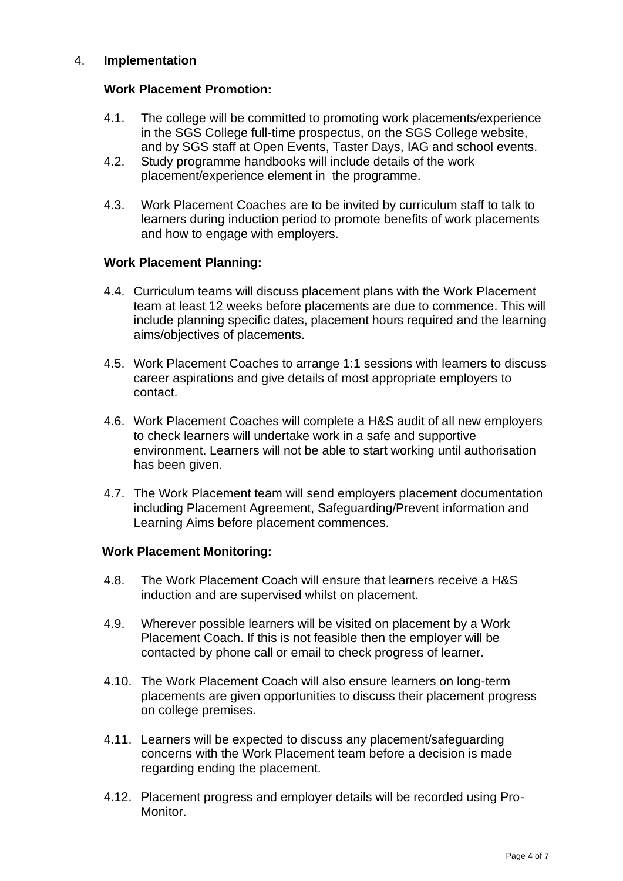## 4. Implementation

**Work Placement Promotion:**

4.1. The college will be committed to promoting work placements/experience in the SGS College full-time prospectus, on the SGS College website, and by SGS staff at Open Events, Taster Days, IAG and school events.

4.2. Study programme handbooks will include details of the work placement/experience element in the programme.

4.3. Work Placement Coaches are to be invited by curriculum staff to talk to learners during induction period to promote benefits of work placements and how to engage with employers.

**Work Placement Planning:**

4.4. Curriculum teams will discuss placement plans with the Work Placement team at least 12 weeks before placements are due to commence. This will include planning specific dates, placement hours required and the learning aims/objectives of placements.

4.5. Work Placement Coaches to arrange 1:1 sessions with learners to discuss career aspirations and give details of most appropriate employers to contact.

4.6. Work Placement Coaches will complete a H&S audit of all new employers to check learners will undertake work in a safe and supportive environment. Learners will not be able to start working until authorisation has been given.

4.7. The Work Placement team will send employers placement documentation including Placement Agreement, Safeguarding/Prevent information and Learning Aims before placement commences.

**Work Placement Monitoring:**

4.8. The Work Placement Coach will ensure that learners receive a H&S induction and are supervised whilst on placement.

4.9. Wherever possible learners will be visited on placement by a Work Placement Coach. If this is not feasible then the employer will be contacted by phone call or email to check progress of learner.

4.10. The Work Placement Coach will also ensure learners on long-term placements are given opportunities to discuss their placement progress on college premises.

4.11. Learners will be expected to discuss any placement/safeguarding concerns with the Work Placement team before a decision is made regarding ending the placement.

4.12. Placement progress and employer details will be recorded using Pro-Monitor.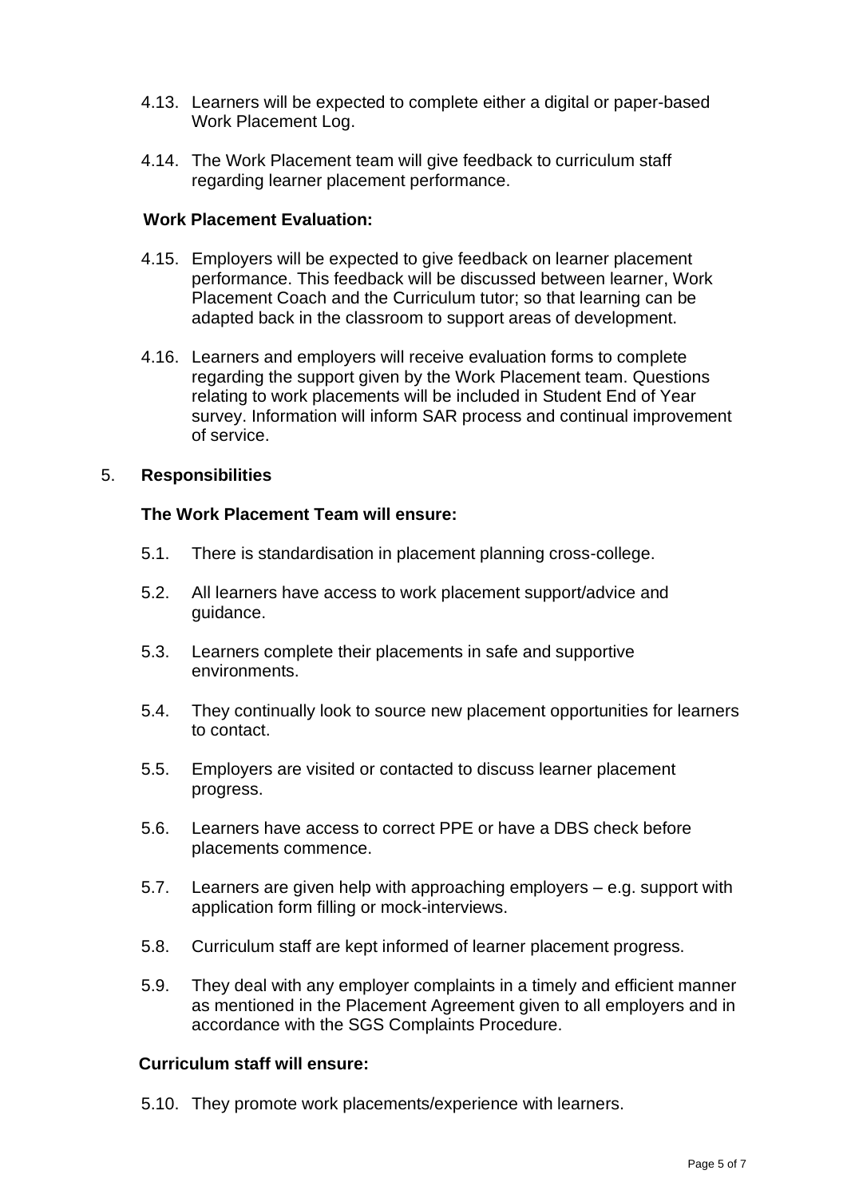4.13. Learners will be expected to complete either a digital or paper-based Work Placement Log.

4.14. The Work Placement team will give feedback to curriculum staff regarding learner placement performance.

**Work Placement Evaluation:**

4.15. Employers will be expected to give feedback on learner placement performance. This feedback will be discussed between learner, Work Placement Coach and the Curriculum tutor; so that learning can be adapted back in the classroom to support areas of development.

4.16. Learners and employers will receive evaluation forms to complete regarding the support given by the Work Placement team. Questions relating to work placements will be included in Student End of Year survey. Information will inform SAR process and continual improvement of service.

## 5. Responsibilities

**The Work Placement Team will ensure:**

5.1. There is standardisation in placement planning cross-college.

5.2. All learners have access to work placement support/advice and guidance.

5.3. Learners complete their placements in safe and supportive environments.

5.4. They continually look to source new placement opportunities for learners to contact.

5.5. Employers are visited or contacted to discuss learner placement progress.

5.6. Learners have access to correct PPE or have a DBS check before placements commence.

5.7. Learners are given help with approaching employers – e.g. support with application form filling or mock-interviews.

5.8. Curriculum staff are kept informed of learner placement progress.

5.9. They deal with any employer complaints in a timely and efficient manner as mentioned in the Placement Agreement given to all employers and in accordance with the SGS Complaints Procedure.

**Curriculum staff will ensure:**

5.10. They promote work placements/experience with learners.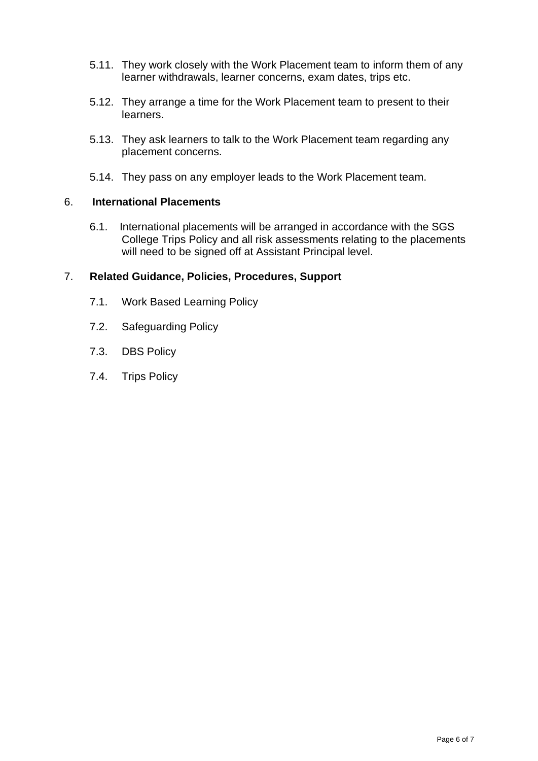5.11. They work closely with the Work Placement team to inform them of any learner withdrawals, learner concerns, exam dates, trips etc.

5.12. They arrange a time for the Work Placement team to present to their learners.

5.13. They ask learners to talk to the Work Placement team regarding any placement concerns.

5.14. They pass on any employer leads to the Work Placement team.

## 6. International Placements

6.1. International placements will be arranged in accordance with the SGS College Trips Policy and all risk assessments relating to the placements will need to be signed off at Assistant Principal level.

## 7. Related Guidance, Policies, Procedures, Support

7.1. Work Based Learning Policy

7.2. Safeguarding Policy

7.3. DBS Policy

7.4. Trips Policy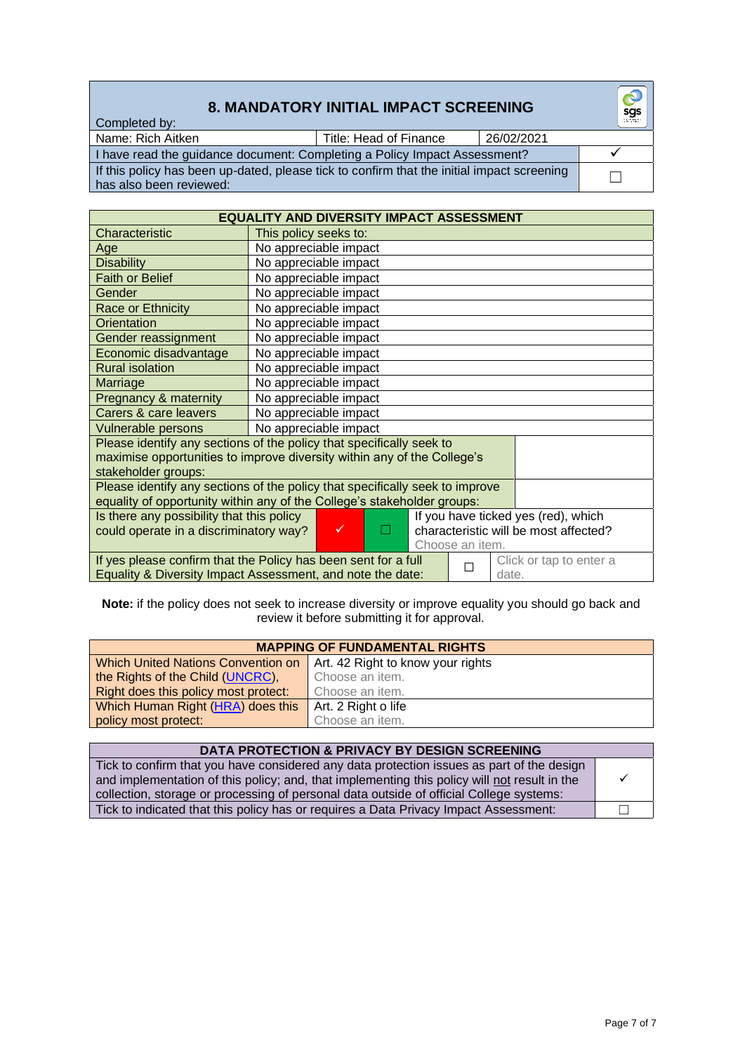## 8. MANDATORY INITIAL IMPACT SCREENING

Completed by:

| | | | |
|---|---|---|---|
| Name: Rich Aitken | Title: Head of Finance | 26/02/2021 | |
| I have read the guidance document: Completing a Policy Impact Assessment? | | | ✓ |
| If this policy has been up-dated, please tick to confirm that the initial impact screening has also been reviewed: | | | ☐ |

| EQUALITY AND DIVERSITY IMPACT ASSESSMENT | | | | |
|---|---|---|---|---|
| Characteristic | This policy seeks to: | | | |
| Age | No appreciable impact | | | |
| Disability | No appreciable impact | | | |
| Faith or Belief | No appreciable impact | | | |
| Gender | No appreciable impact | | | |
| Race or Ethnicity | No appreciable impact | | | |
| Orientation | No appreciable impact | | | |
| Gender reassignment | No appreciable impact | | | |
| Economic disadvantage | No appreciable impact | | | |
| Rural isolation | No appreciable impact | | | |
| Marriage | No appreciable impact | | | |
| Pregnancy & maternity | No appreciable impact | | | |
| Carers & care leavers | No appreciable impact | | | |
| Vulnerable persons | No appreciable impact | | | |
| Please identify any sections of the policy that specifically seek to maximise opportunities to improve diversity within any of the College's stakeholder groups: | | | | |
| Please identify any sections of the policy that specifically seek to improve equality of opportunity within any of the College's stakeholder groups: | | | | |
| Is there any possibility that this policy could operate in a discriminatory way? | ✓ | ☐ | If you have ticked yes (red), which characteristic will be most affected? Choose an item. | |
| If yes please confirm that the Policy has been sent for a full Equality & Diversity Impact Assessment, and note the date: | ☐ | Click or tap to enter a date. | | |

**Note:** if the policy does not seek to increase diversity or improve equality you should go back and review it before submitting it for approval.

| MAPPING OF FUNDAMENTAL RIGHTS | |
|---|---|
| Which United Nations Convention on the Rights of the Child (UNCRC), Right does this policy most protect: | Art. 42 Right to know your rights<br>Choose an item.<br>Choose an item. |
| Which Human Right (HRA) does this policy most protect: | Art. 2 Right o life<br>Choose an item. |

| DATA PROTECTION & PRIVACY BY DESIGN SCREENING | |
|---|---|
| Tick to confirm that you have considered any data protection issues as part of the design and implementation of this policy; and, that implementing this policy will not result in the collection, storage or processing of personal data outside of official College systems: | ✓ |
| Tick to indicated that this policy has or requires a Data Privacy Impact Assessment: | ☐ |